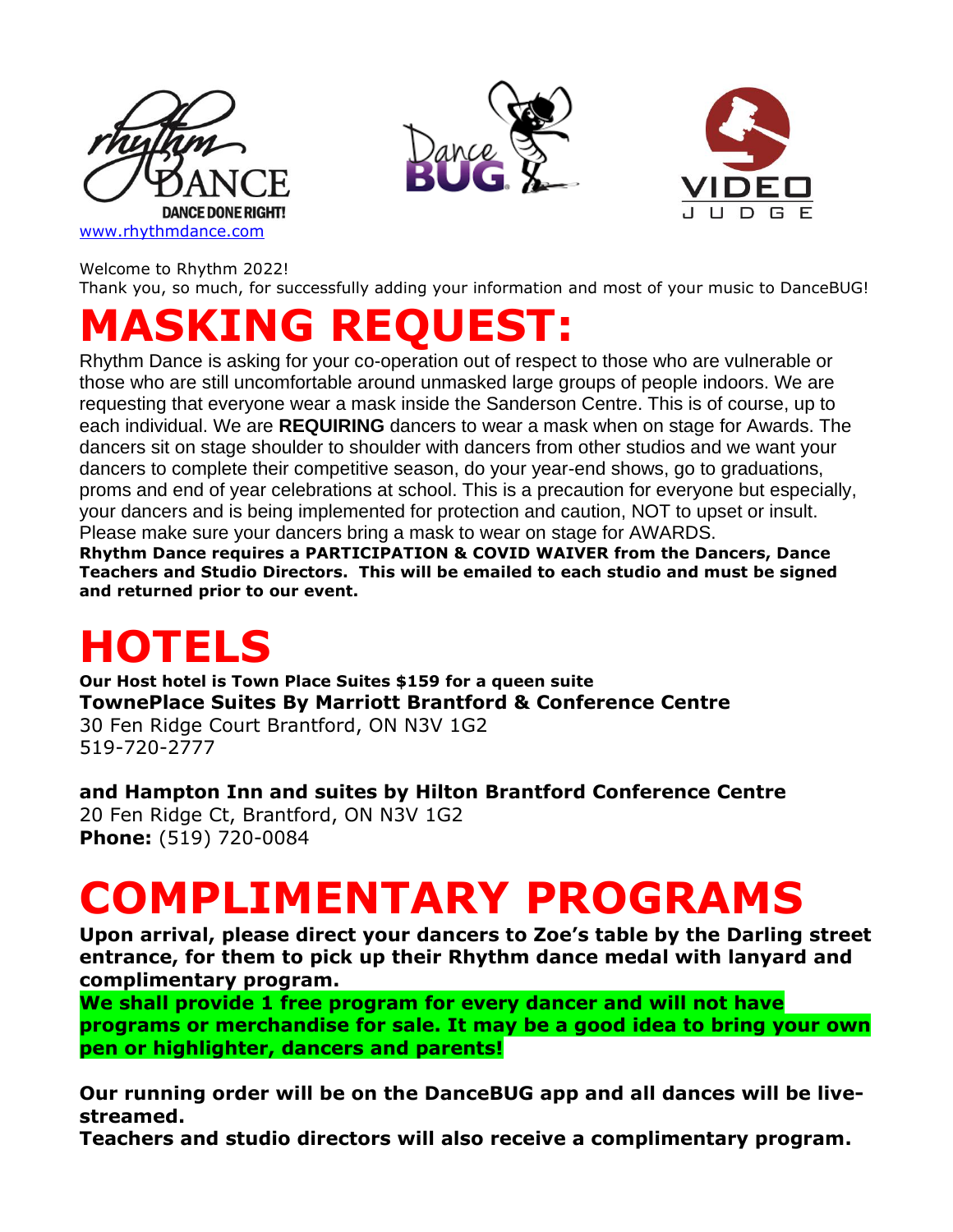www.rhythmdance.com

Welcome to Rhythm 2022!
Thank you, so much, for successfully adding your information and most of your music to DanceBUG!

# MASKING REQUEST:

Rhythm Dance is asking for your co-operation out of respect to those who are vulnerable or those who are still uncomfortable around unmasked large groups of people indoors. We are requesting that everyone wear a mask inside the Sanderson Centre. This is of course, up to each individual. We are **REQUIRING** dancers to wear a mask when on stage for Awards. The dancers sit on stage shoulder to shoulder with dancers from other studios and we want your dancers to complete their competitive season, do your year-end shows, go to graduations, proms and end of year celebrations at school. This is a precaution for everyone but especially, your dancers and is being implemented for protection and caution, NOT to upset or insult. Please make sure your dancers bring a mask to wear on stage for AWARDS.

**Rhythm Dance requires a PARTICIPATION & COVID WAIVER from the Dancers, Dance Teachers and Studio Directors. This will be emailed to each studio and must be signed and returned prior to our event.**

# HOTELS

**Our Host hotel is Town Place Suites $159 for a queen suite**

**TownePlace Suites By Marriott Brantford & Conference Centre**
30 Fen Ridge Court Brantford, ON N3V 1G2
519-720-2777

**and Hampton Inn and suites by Hilton Brantford Conference Centre**
20 Fen Ridge Ct, Brantford, ON N3V 1G2
**Phone:** (519) 720-0084

# COMPLIMENTARY PROGRAMS

**Upon arrival, please direct your dancers to Zoe's table by the Darling street entrance, for them to pick up their Rhythm dance medal with lanyard and complimentary program.**

**We shall provide 1 free program for every dancer and will not have programs or merchandise for sale. It may be a good idea to bring your own pen or highlighter, dancers and parents!**

**Our running order will be on the DanceBUG app and all dances will be live-streamed.**

**Teachers and studio directors will also receive a complimentary program.**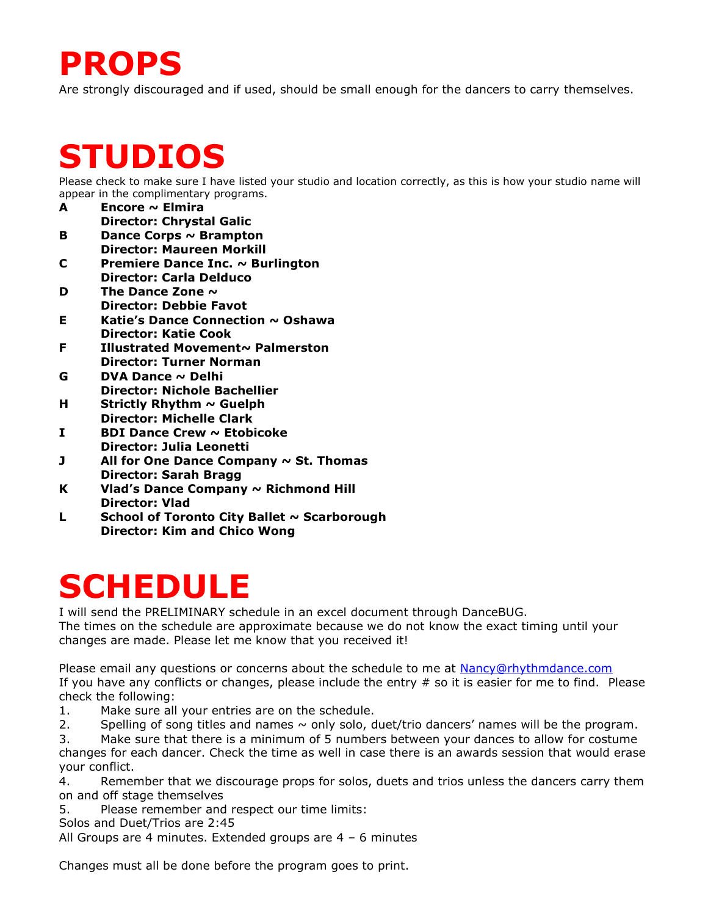# PROPS

Are strongly discouraged and if used, should be small enough for the dancers to carry themselves.

# STUDIOS

Please check to make sure I have listed your studio and location correctly, as this is how your studio name will appear in the complimentary programs.

**A** **Encore ~ Elmira**
**Director: Chrystal Galic**

**B** **Dance Corps ~ Brampton**
**Director: Maureen Morkill**

**C** **Premiere Dance Inc. ~ Burlington**
**Director: Carla Delduco**

**D** **The Dance Zone ~**
**Director: Debbie Favot**

**E** **Katie's Dance Connection ~ Oshawa**
**Director: Katie Cook**

**F** **Illustrated Movement~ Palmerston**
**Director: Turner Norman**

**G** **DVA Dance ~ Delhi**
**Director: Nichole Bachellier**

**H** **Strictly Rhythm ~ Guelph**
**Director: Michelle Clark**

**I** **BDI Dance Crew ~ Etobicoke**
**Director: Julia Leonetti**

**J** **All for One Dance Company ~ St. Thomas**
**Director: Sarah Bragg**

**K** **Vlad's Dance Company ~ Richmond Hill**
**Director: Vlad**

**L** **School of Toronto City Ballet ~ Scarborough**
**Director: Kim and Chico Wong**

# SCHEDULE

I will send the PRELIMINARY schedule in an excel document through DanceBUG.
The times on the schedule are approximate because we do not know the exact timing until your changes are made. Please let me know that you received it!

Please email any questions or concerns about the schedule to me at Nancy@rhythmdance.com
If you have any conflicts or changes, please include the entry # so it is easier for me to find. Please check the following:

1. Make sure all your entries are on the schedule.
2. Spelling of song titles and names ~ only solo, duet/trio dancers' names will be the program.
3. Make sure that there is a minimum of 5 numbers between your dances to allow for costume changes for each dancer. Check the time as well in case there is an awards session that would erase your conflict.
4. Remember that we discourage props for solos, duets and trios unless the dancers carry them on and off stage themselves
5. Please remember and respect our time limits:

Solos and Duet/Trios are 2:45
All Groups are 4 minutes. Extended groups are 4 – 6 minutes

Changes must all be done before the program goes to print.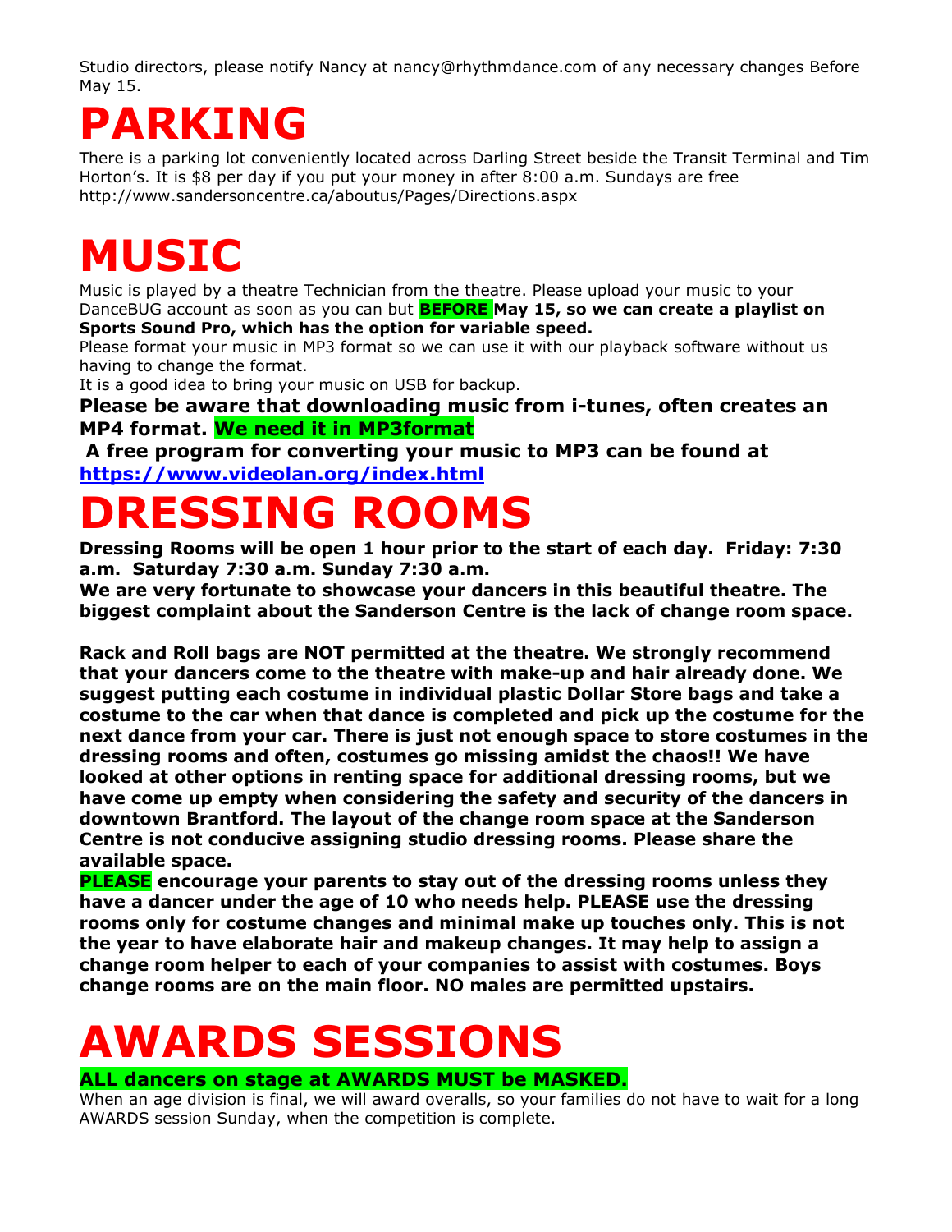Studio directors, please notify Nancy at nancy@rhythmdance.com of any necessary changes Before May 15.

# PARKING

There is a parking lot conveniently located across Darling Street beside the Transit Terminal and Tim Horton's. It is $8 per day if you put your money in after 8:00 a.m. Sundays are free http://www.sandersoncentre.ca/aboutus/Pages/Directions.aspx

# MUSIC

Music is played by a theatre Technician from the theatre. Please upload your music to your DanceBUG account as soon as you can but **BEFORE May 15, so we can create a playlist on Sports Sound Pro, which has the option for variable speed.**

Please format your music in MP3 format so we can use it with our playback software without us having to change the format.

It is a good idea to bring your music on USB for backup.

**Please be aware that downloading music from i-tunes, often creates an MP4 format. We need it in MP3format**

**A free program for converting your music to MP3 can be found at [https://www.videolan.org/index.html](https://www.videolan.org/index.html)**

# DRESSING ROOMS

**Dressing Rooms will be open 1 hour prior to the start of each day. Friday: 7:30 a.m. Saturday 7:30 a.m. Sunday 7:30 a.m.**

**We are very fortunate to showcase your dancers in this beautiful theatre. The biggest complaint about the Sanderson Centre is the lack of change room space.**

**Rack and Roll bags are NOT permitted at the theatre. We strongly recommend that your dancers come to the theatre with make-up and hair already done. We suggest putting each costume in individual plastic Dollar Store bags and take a costume to the car when that dance is completed and pick up the costume for the next dance from your car. There is just not enough space to store costumes in the dressing rooms and often, costumes go missing amidst the chaos!! We have looked at other options in renting space for additional dressing rooms, but we have come up empty when considering the safety and security of the dancers in downtown Brantford. The layout of the change room space at the Sanderson Centre is not conducive assigning studio dressing rooms. Please share the available space.**

**PLEASE encourage your parents to stay out of the dressing rooms unless they have a dancer under the age of 10 who needs help. PLEASE use the dressing rooms only for costume changes and minimal make up touches only. This is not the year to have elaborate hair and makeup changes. It may help to assign a change room helper to each of your companies to assist with costumes. Boys change rooms are on the main floor. NO males are permitted upstairs.**

# AWARDS SESSIONS

**ALL dancers on stage at AWARDS MUST be MASKED.**

When an age division is final, we will award overalls, so your families do not have to wait for a long AWARDS session Sunday, when the competition is complete.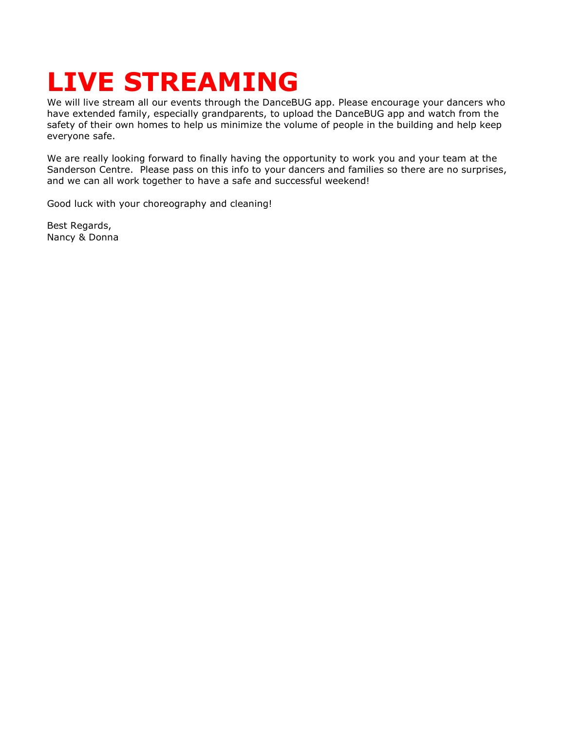# LIVE STREAMING

We will live stream all our events through the DanceBUG app. Please encourage your dancers who have extended family, especially grandparents, to upload the DanceBUG app and watch from the safety of their own homes to help us minimize the volume of people in the building and help keep everyone safe.

We are really looking forward to finally having the opportunity to work you and your team at the Sanderson Centre. Please pass on this info to your dancers and families so there are no surprises, and we can all work together to have a safe and successful weekend!

Good luck with your choreography and cleaning!

Best Regards,
Nancy & Donna